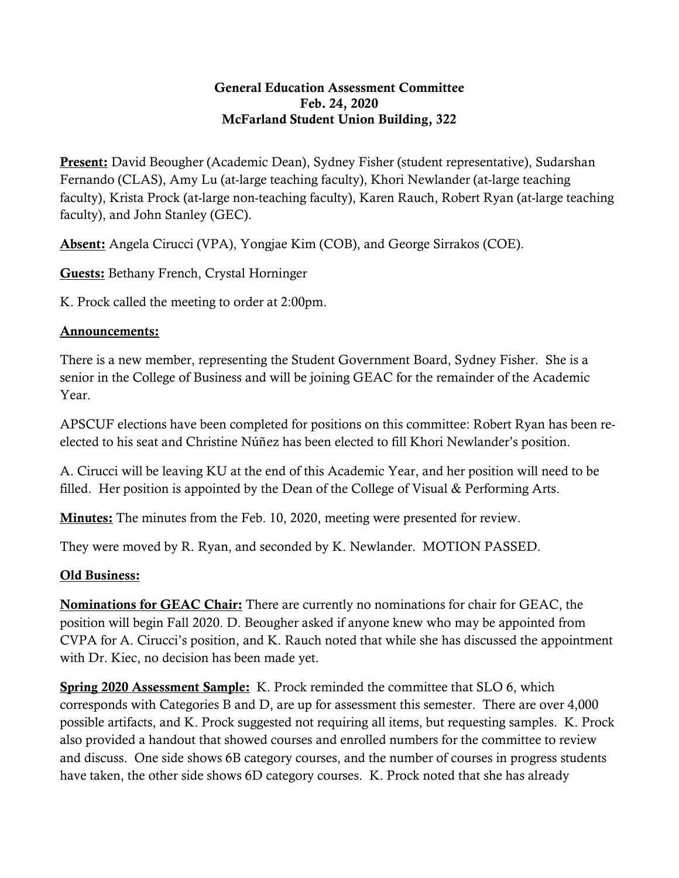**General Education Assessment Committee**
**Feb. 24, 2020**
**McFarland Student Union Building, 322**

**Present:** David Beougher (Academic Dean), Sydney Fisher (student representative), Sudarshan Fernando (CLAS), Amy Lu (at-large teaching faculty), Khori Newlander (at-large teaching faculty), Krista Prock (at-large non-teaching faculty), Karen Rauch, Robert Ryan (at-large teaching faculty), and John Stanley (GEC).

**Absent:** Angela Cirucci (VPA), Yongjae Kim (COB), and George Sirrakos (COE).

**Guests:** Bethany French, Crystal Horninger

K. Prock called the meeting to order at 2:00pm.

**Announcements:**

There is a new member, representing the Student Government Board, Sydney Fisher. She is a senior in the College of Business and will be joining GEAC for the remainder of the Academic Year.

APSCUF elections have been completed for positions on this committee: Robert Ryan has been re-elected to his seat and Christine Núñez has been elected to fill Khori Newlander's position.

A. Cirucci will be leaving KU at the end of this Academic Year, and her position will need to be filled. Her position is appointed by the Dean of the College of Visual & Performing Arts.

**Minutes:** The minutes from the Feb. 10, 2020, meeting were presented for review.

They were moved by R. Ryan, and seconded by K. Newlander. MOTION PASSED.

**Old Business:**

**Nominations for GEAC Chair:** There are currently no nominations for chair for GEAC, the position will begin Fall 2020. D. Beougher asked if anyone knew who may be appointed from CVPA for A. Cirucci's position, and K. Rauch noted that while she has discussed the appointment with Dr. Kiec, no decision has been made yet.

**Spring 2020 Assessment Sample:** K. Prock reminded the committee that SLO 6, which corresponds with Categories B and D, are up for assessment this semester. There are over 4,000 possible artifacts, and K. Prock suggested not requiring all items, but requesting samples. K. Prock also provided a handout that showed courses and enrolled numbers for the committee to review and discuss. One side shows 6B category courses, and the number of courses in progress students have taken, the other side shows 6D category courses. K. Prock noted that she has already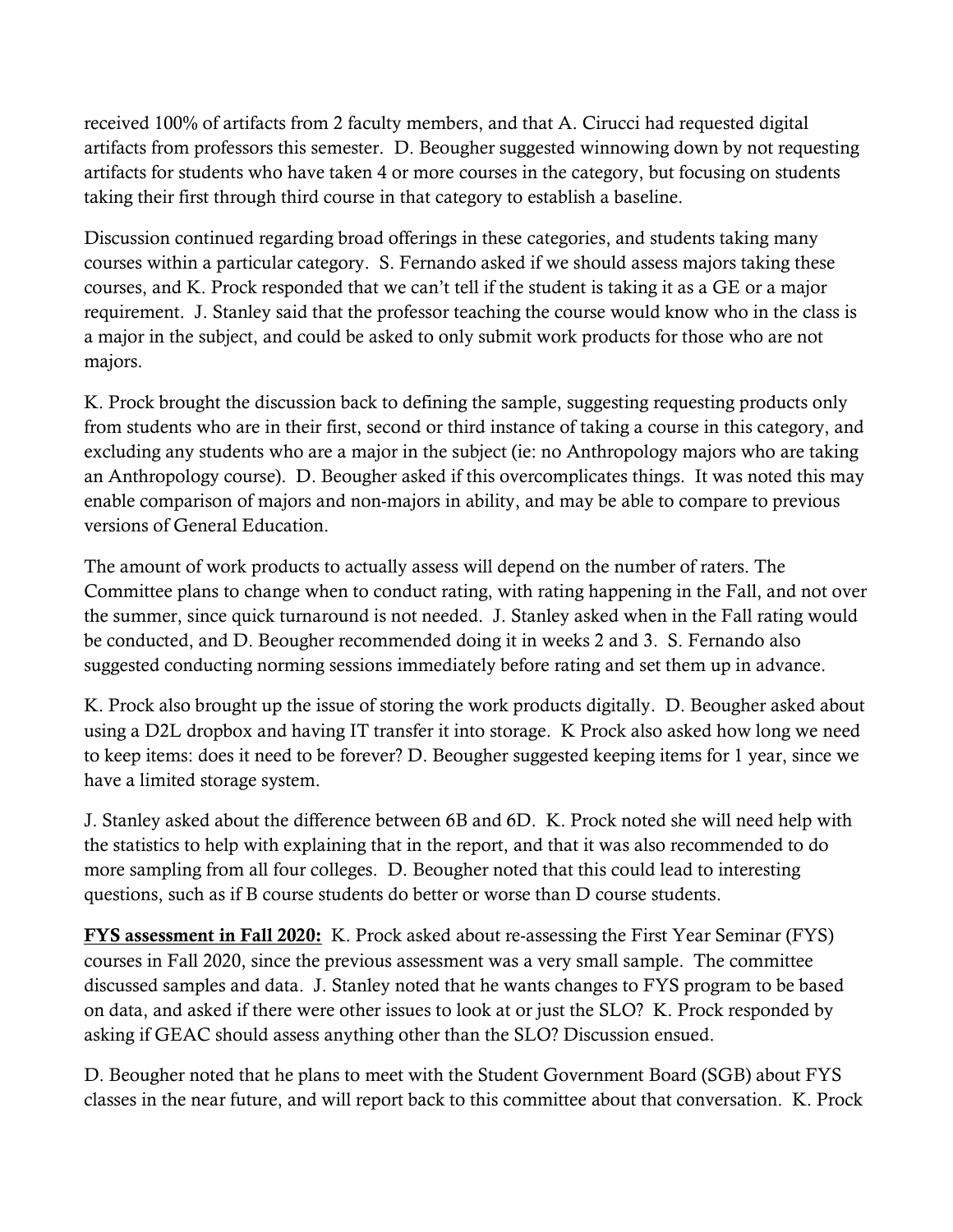received 100% of artifacts from 2 faculty members, and that A. Cirucci had requested digital artifacts from professors this semester. D. Beougher suggested winnowing down by not requesting artifacts for students who have taken 4 or more courses in the category, but focusing on students taking their first through third course in that category to establish a baseline.

Discussion continued regarding broad offerings in these categories, and students taking many courses within a particular category. S. Fernando asked if we should assess majors taking these courses, and K. Prock responded that we can't tell if the student is taking it as a GE or a major requirement. J. Stanley said that the professor teaching the course would know who in the class is a major in the subject, and could be asked to only submit work products for those who are not majors.

K. Prock brought the discussion back to defining the sample, suggesting requesting products only from students who are in their first, second or third instance of taking a course in this category, and excluding any students who are a major in the subject (ie: no Anthropology majors who are taking an Anthropology course). D. Beougher asked if this overcomplicates things. It was noted this may enable comparison of majors and non-majors in ability, and may be able to compare to previous versions of General Education.

The amount of work products to actually assess will depend on the number of raters. The Committee plans to change when to conduct rating, with rating happening in the Fall, and not over the summer, since quick turnaround is not needed. J. Stanley asked when in the Fall rating would be conducted, and D. Beougher recommended doing it in weeks 2 and 3. S. Fernando also suggested conducting norming sessions immediately before rating and set them up in advance.

K. Prock also brought up the issue of storing the work products digitally. D. Beougher asked about using a D2L dropbox and having IT transfer it into storage. K Prock also asked how long we need to keep items: does it need to be forever? D. Beougher suggested keeping items for 1 year, since we have a limited storage system.

J. Stanley asked about the difference between 6B and 6D. K. Prock noted she will need help with the statistics to help with explaining that in the report, and that it was also recommended to do more sampling from all four colleges. D. Beougher noted that this could lead to interesting questions, such as if B course students do better or worse than D course students.

**FYS assessment in Fall 2020:** K. Prock asked about re-assessing the First Year Seminar (FYS) courses in Fall 2020, since the previous assessment was a very small sample. The committee discussed samples and data. J. Stanley noted that he wants changes to FYS program to be based on data, and asked if there were other issues to look at or just the SLO? K. Prock responded by asking if GEAC should assess anything other than the SLO? Discussion ensued.

D. Beougher noted that he plans to meet with the Student Government Board (SGB) about FYS classes in the near future, and will report back to this committee about that conversation. K. Prock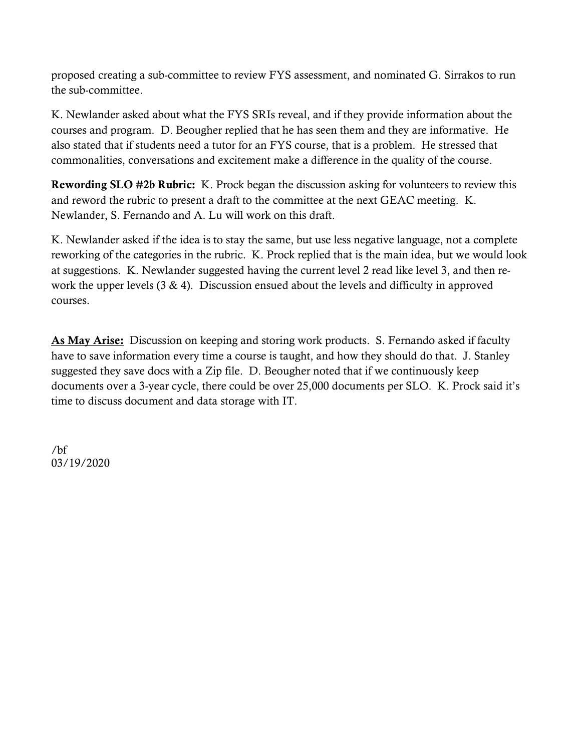proposed creating a sub-committee to review FYS assessment, and nominated G. Sirrakos to run the sub-committee.

K. Newlander asked about what the FYS SRIs reveal, and if they provide information about the courses and program. D. Beougher replied that he has seen them and they are informative. He also stated that if students need a tutor for an FYS course, that is a problem. He stressed that commonalities, conversations and excitement make a difference in the quality of the course.

**<u>Rewording SLO #2b Rubric:</u>** K. Prock began the discussion asking for volunteers to review this and reword the rubric to present a draft to the committee at the next GEAC meeting. K. Newlander, S. Fernando and A. Lu will work on this draft.

K. Newlander asked if the idea is to stay the same, but use less negative language, not a complete reworking of the categories in the rubric. K. Prock replied that is the main idea, but we would look at suggestions. K. Newlander suggested having the current level 2 read like level 3, and then re-work the upper levels (3 & 4). Discussion ensued about the levels and difficulty in approved courses.

**<u>As May Arise:</u>** Discussion on keeping and storing work products. S. Fernando asked if faculty have to save information every time a course is taught, and how they should do that. J. Stanley suggested they save docs with a Zip file. D. Beougher noted that if we continuously keep documents over a 3-year cycle, there could be over 25,000 documents per SLO. K. Prock said it's time to discuss document and data storage with IT.

/bf
03/19/2020